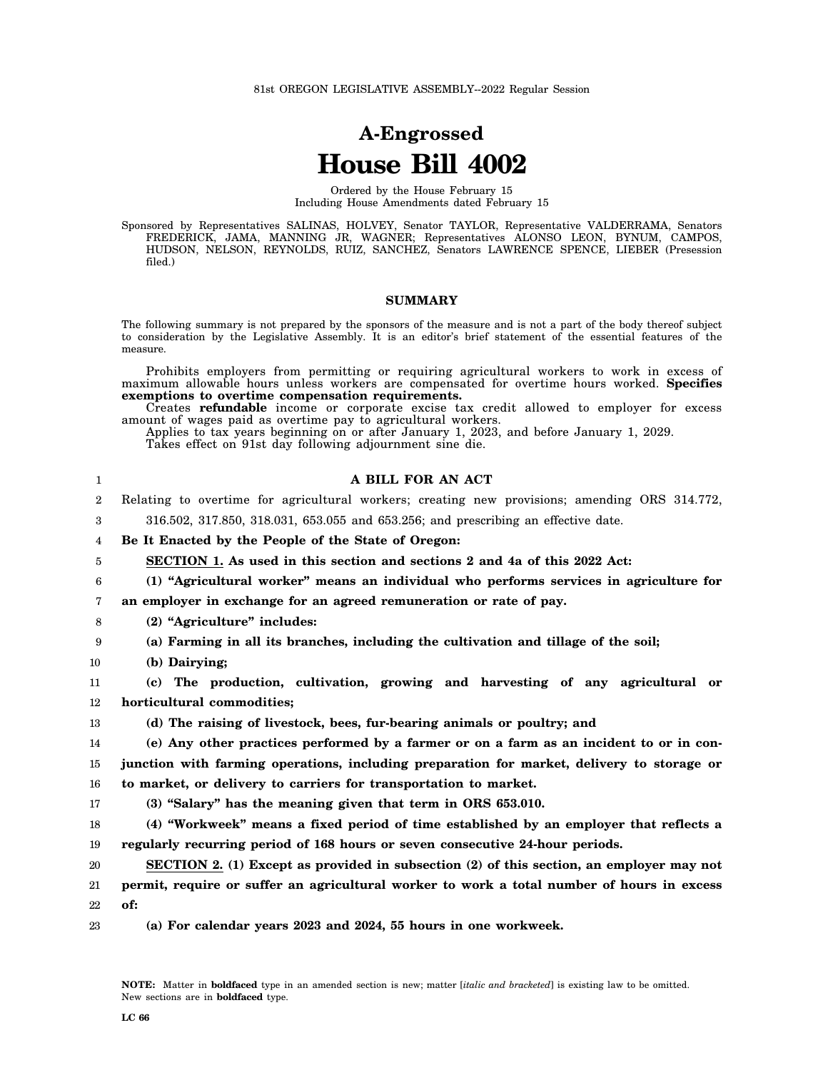81st OREGON LEGISLATIVE ASSEMBLY--2022 Regular Session

# A-Engrossed
# House Bill 4002

Ordered by the House February 15
Including House Amendments dated February 15

Sponsored by Representatives SALINAS, HOLVEY, Senator TAYLOR, Representative VALDERRAMA, Senators FREDERICK, JAMA, MANNING JR, WAGNER; Representatives ALONSO LEON, BYNUM, CAMPOS, HUDSON, NELSON, REYNOLDS, RUIZ, SANCHEZ, Senators LAWRENCE SPENCE, LIEBER (Presession filed.)

## SUMMARY

The following summary is not prepared by the sponsors of the measure and is not a part of the body thereof subject to consideration by the Legislative Assembly. It is an editor's brief statement of the essential features of the measure.

Prohibits employers from permitting or requiring agricultural workers to work in excess of maximum allowable hours unless workers are compensated for overtime hours worked. **Specifies exemptions to overtime compensation requirements.**

Creates **refundable** income or corporate excise tax credit allowed to employer for excess amount of wages paid as overtime pay to agricultural workers.

Applies to tax years beginning on or after January 1, 2023, and before January 1, 2029.

Takes effect on 91st day following adjournment sine die.

**A BILL FOR AN ACT**

Relating to overtime for agricultural workers; creating new provisions; amending ORS 314.772, 316.502, 317.850, 318.031, 653.055 and 653.256; and prescribing an effective date.

**Be It Enacted by the People of the State of Oregon:**

**SECTION 1. As used in this section and sections 2 and 4a of this 2022 Act:**

**(1) "Agricultural worker" means an individual who performs services in agriculture for an employer in exchange for an agreed remuneration or rate of pay.**

**(2) "Agriculture" includes:**

**(a) Farming in all its branches, including the cultivation and tillage of the soil;**

**(b) Dairying;**

**(c) The production, cultivation, growing and harvesting of any agricultural or horticultural commodities;**

**(d) The raising of livestock, bees, fur-bearing animals or poultry; and**

**(e) Any other practices performed by a farmer or on a farm as an incident to or in conjunction with farming operations, including preparation for market, delivery to storage or to market, or delivery to carriers for transportation to market.**

**(3) "Salary" has the meaning given that term in ORS 653.010.**

**(4) "Workweek" means a fixed period of time established by an employer that reflects a regularly recurring period of 168 hours or seven consecutive 24-hour periods.**

**SECTION 2. (1) Except as provided in subsection (2) of this section, an employer may not permit, require or suffer an agricultural worker to work a total number of hours in excess of:**

**(a) For calendar years 2023 and 2024, 55 hours in one workweek.**

NOTE: Matter in **boldfaced** type in an amended section is new; matter [*italic and bracketed*] is existing law to be omitted. New sections are in **boldfaced** type.

LC 66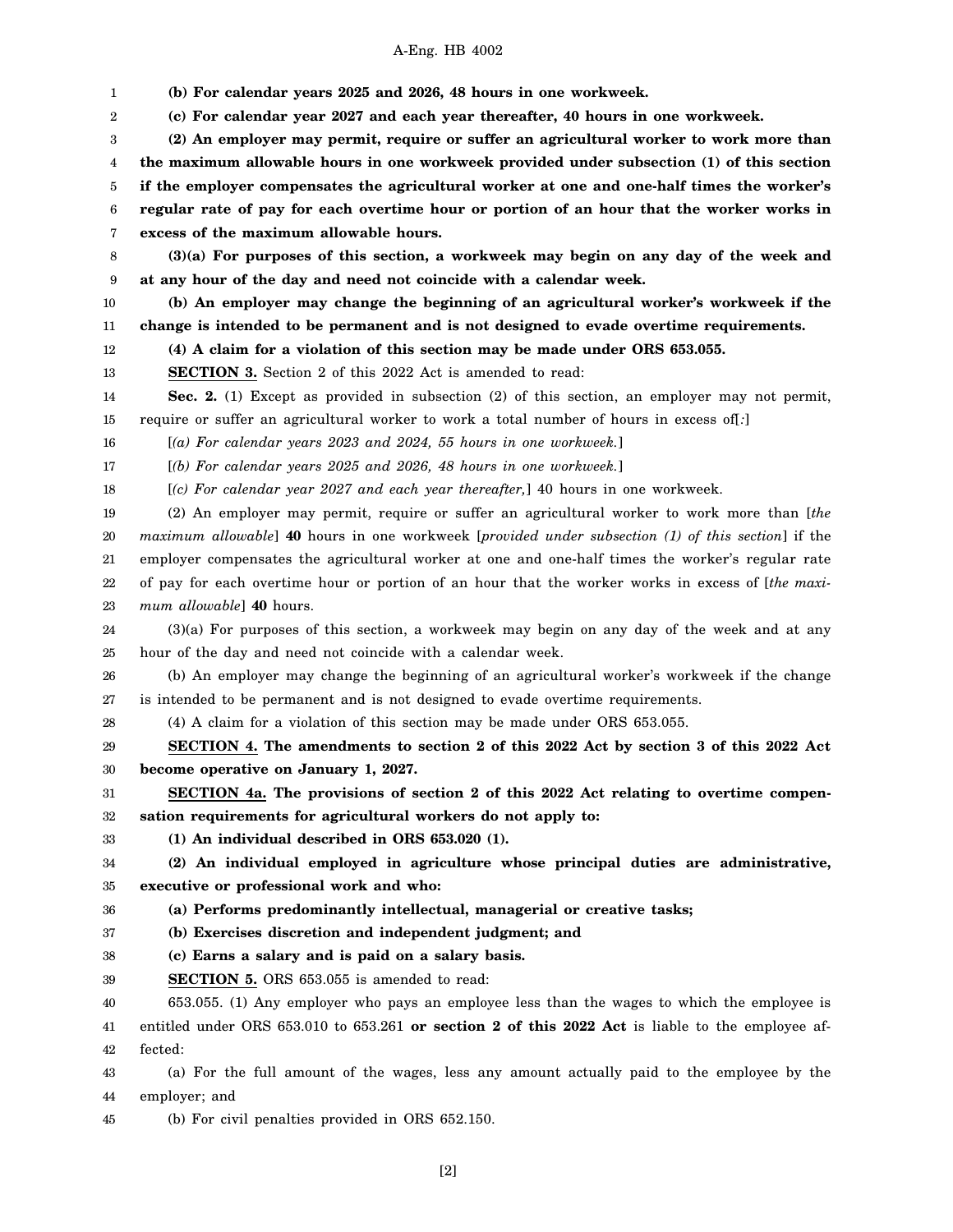**(b) For calendar years 2025 and 2026, 48 hours in one workweek.**

**(c) For calendar year 2027 and each year thereafter, 40 hours in one workweek.**

**(2) An employer may permit, require or suffer an agricultural worker to work more than the maximum allowable hours in one workweek provided under subsection (1) of this section if the employer compensates the agricultural worker at one and one-half times the worker's regular rate of pay for each overtime hour or portion of an hour that the worker works in excess of the maximum allowable hours.**

**(3)(a) For purposes of this section, a workweek may begin on any day of the week and at any hour of the day and need not coincide with a calendar week.**

**(b) An employer may change the beginning of an agricultural worker's workweek if the change is intended to be permanent and is not designed to evade overtime requirements.**

**(4) A claim for a violation of this section may be made under ORS 653.055.**

**SECTION 3.** Section 2 of this 2022 Act is amended to read:

**Sec. 2.** (1) Except as provided in subsection (2) of this section, an employer may not permit, require or suffer an agricultural worker to work a total number of hours in excess of[*:*]

[*(a) For calendar years 2023 and 2024, 55 hours in one workweek.*]

[*(b) For calendar years 2025 and 2026, 48 hours in one workweek.*]

[*(c) For calendar year 2027 and each year thereafter,*] 40 hours in one workweek.

(2) An employer may permit, require or suffer an agricultural worker to work more than [*the maximum allowable*] **40** hours in one workweek [*provided under subsection (1) of this section*] if the employer compensates the agricultural worker at one and one-half times the worker's regular rate of pay for each overtime hour or portion of an hour that the worker works in excess of [*the maximum allowable*] **40** hours.

(3)(a) For purposes of this section, a workweek may begin on any day of the week and at any hour of the day and need not coincide with a calendar week.

(b) An employer may change the beginning of an agricultural worker's workweek if the change is intended to be permanent and is not designed to evade overtime requirements.

(4) A claim for a violation of this section may be made under ORS 653.055.

**SECTION 4. The amendments to section 2 of this 2022 Act by section 3 of this 2022 Act become operative on January 1, 2027.**

**SECTION 4a. The provisions of section 2 of this 2022 Act relating to overtime compensation requirements for agricultural workers do not apply to:**

**(1) An individual described in ORS 653.020 (1).**

**(2) An individual employed in agriculture whose principal duties are administrative, executive or professional work and who:**

**(a) Performs predominantly intellectual, managerial or creative tasks;**

**(b) Exercises discretion and independent judgment; and**

**(c) Earns a salary and is paid on a salary basis.**

**SECTION 5.** ORS 653.055 is amended to read:

653.055. (1) Any employer who pays an employee less than the wages to which the employee is entitled under ORS 653.010 to 653.261 **or section 2 of this 2022 Act** is liable to the employee affected:

(a) For the full amount of the wages, less any amount actually paid to the employee by the employer; and

(b) For civil penalties provided in ORS 652.150.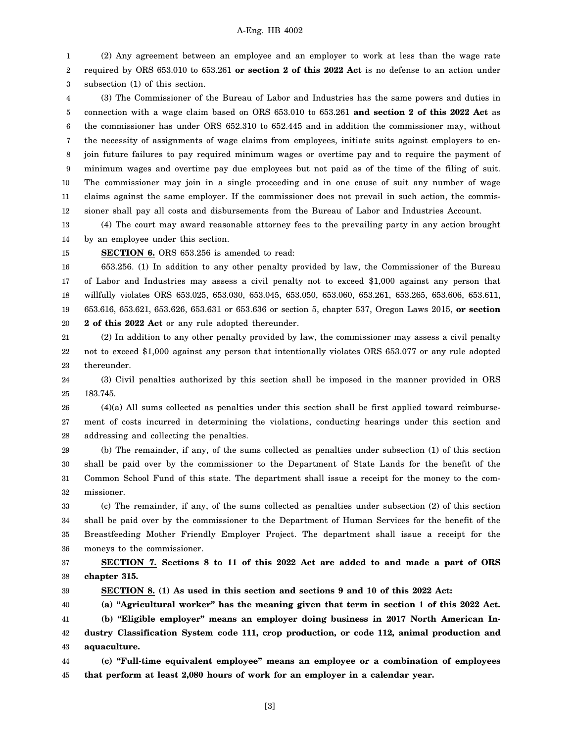(2) Any agreement between an employee and an employer to work at less than the wage rate required by ORS 653.010 to 653.261 **or section 2 of this 2022 Act** is no defense to an action under subsection (1) of this section.

(3) The Commissioner of the Bureau of Labor and Industries has the same powers and duties in connection with a wage claim based on ORS 653.010 to 653.261 **and section 2 of this 2022 Act** as the commissioner has under ORS 652.310 to 652.445 and in addition the commissioner may, without the necessity of assignments of wage claims from employees, initiate suits against employers to enjoin future failures to pay required minimum wages or overtime pay and to require the payment of minimum wages and overtime pay due employees but not paid as of the time of the filing of suit. The commissioner may join in a single proceeding and in one cause of suit any number of wage claims against the same employer. If the commissioner does not prevail in such action, the commissioner shall pay all costs and disbursements from the Bureau of Labor and Industries Account.

(4) The court may award reasonable attorney fees to the prevailing party in any action brought by an employee under this section.

**SECTION 6.** ORS 653.256 is amended to read:

653.256. (1) In addition to any other penalty provided by law, the Commissioner of the Bureau of Labor and Industries may assess a civil penalty not to exceed $1,000 against any person that willfully violates ORS 653.025, 653.030, 653.045, 653.050, 653.060, 653.261, 653.265, 653.606, 653.611, 653.616, 653.621, 653.626, 653.631 or 653.636 or section 5, chapter 537, Oregon Laws 2015, **or section 2 of this 2022 Act** or any rule adopted thereunder.

(2) In addition to any other penalty provided by law, the commissioner may assess a civil penalty not to exceed $1,000 against any person that intentionally violates ORS 653.077 or any rule adopted thereunder.

(3) Civil penalties authorized by this section shall be imposed in the manner provided in ORS 183.745.

(4)(a) All sums collected as penalties under this section shall be first applied toward reimbursement of costs incurred in determining the violations, conducting hearings under this section and addressing and collecting the penalties.

(b) The remainder, if any, of the sums collected as penalties under subsection (1) of this section shall be paid over by the commissioner to the Department of State Lands for the benefit of the Common School Fund of this state. The department shall issue a receipt for the money to the commissioner.

(c) The remainder, if any, of the sums collected as penalties under subsection (2) of this section shall be paid over by the commissioner to the Department of Human Services for the benefit of the Breastfeeding Mother Friendly Employer Project. The department shall issue a receipt for the moneys to the commissioner.

**SECTION 7. Sections 8 to 11 of this 2022 Act are added to and made a part of ORS chapter 315.**

**SECTION 8. (1) As used in this section and sections 9 and 10 of this 2022 Act:**

**(a) "Agricultural worker" has the meaning given that term in section 1 of this 2022 Act.**

**(b) "Eligible employer" means an employer doing business in 2017 North American Industry Classification System code 111, crop production, or code 112, animal production and aquaculture.**

**(c) "Full-time equivalent employee" means an employee or a combination of employees that perform at least 2,080 hours of work for an employer in a calendar year.**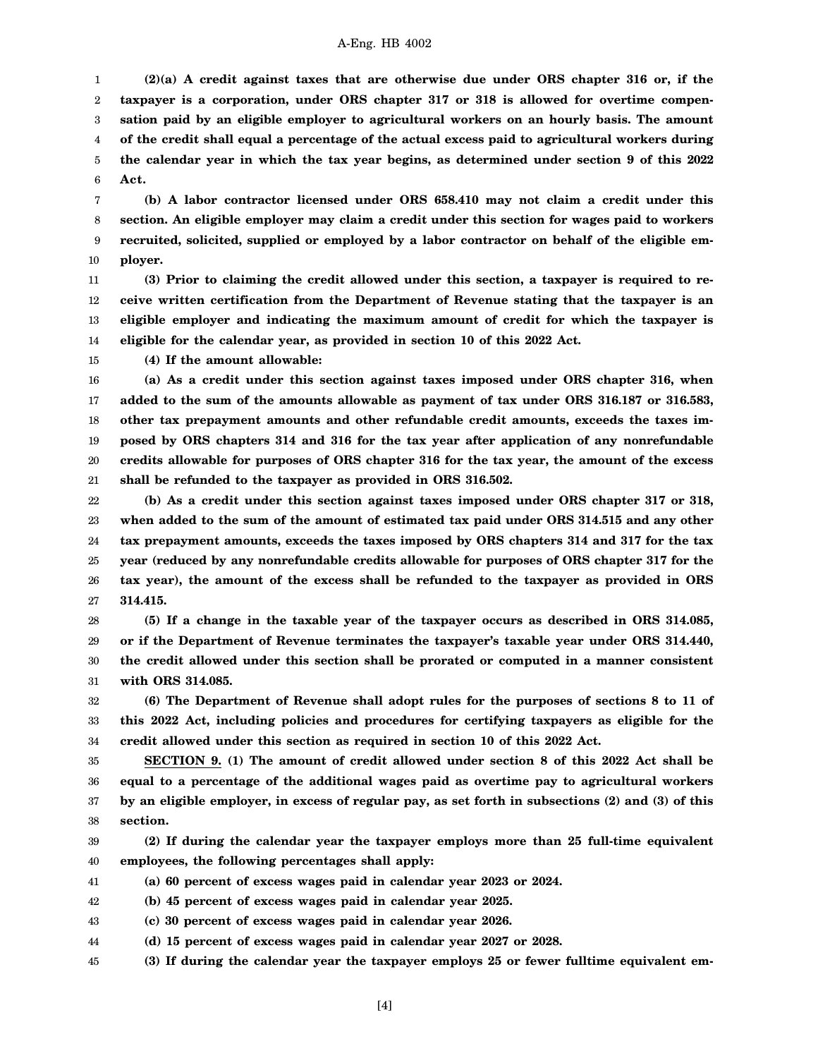**(2)(a) A credit against taxes that are otherwise due under ORS chapter 316 or, if the taxpayer is a corporation, under ORS chapter 317 or 318 is allowed for overtime compensation paid by an eligible employer to agricultural workers on an hourly basis. The amount of the credit shall equal a percentage of the actual excess paid to agricultural workers during the calendar year in which the tax year begins, as determined under section 9 of this 2022 Act.**

**(b) A labor contractor licensed under ORS 658.410 may not claim a credit under this section. An eligible employer may claim a credit under this section for wages paid to workers recruited, solicited, supplied or employed by a labor contractor on behalf of the eligible employer.**

**(3) Prior to claiming the credit allowed under this section, a taxpayer is required to receive written certification from the Department of Revenue stating that the taxpayer is an eligible employer and indicating the maximum amount of credit for which the taxpayer is eligible for the calendar year, as provided in section 10 of this 2022 Act.**

**(4) If the amount allowable:**

**(a) As a credit under this section against taxes imposed under ORS chapter 316, when added to the sum of the amounts allowable as payment of tax under ORS 316.187 or 316.583, other tax prepayment amounts and other refundable credit amounts, exceeds the taxes imposed by ORS chapters 314 and 316 for the tax year after application of any nonrefundable credits allowable for purposes of ORS chapter 316 for the tax year, the amount of the excess shall be refunded to the taxpayer as provided in ORS 316.502.**

**(b) As a credit under this section against taxes imposed under ORS chapter 317 or 318, when added to the sum of the amount of estimated tax paid under ORS 314.515 and any other tax prepayment amounts, exceeds the taxes imposed by ORS chapters 314 and 317 for the tax year (reduced by any nonrefundable credits allowable for purposes of ORS chapter 317 for the tax year), the amount of the excess shall be refunded to the taxpayer as provided in ORS 314.415.**

**(5) If a change in the taxable year of the taxpayer occurs as described in ORS 314.085, or if the Department of Revenue terminates the taxpayer's taxable year under ORS 314.440, the credit allowed under this section shall be prorated or computed in a manner consistent with ORS 314.085.**

**(6) The Department of Revenue shall adopt rules for the purposes of sections 8 to 11 of this 2022 Act, including policies and procedures for certifying taxpayers as eligible for the credit allowed under this section as required in section 10 of this 2022 Act.**

**SECTION 9. (1) The amount of credit allowed under section 8 of this 2022 Act shall be equal to a percentage of the additional wages paid as overtime pay to agricultural workers by an eligible employer, in excess of regular pay, as set forth in subsections (2) and (3) of this section.**

**(2) If during the calendar year the taxpayer employs more than 25 full-time equivalent employees, the following percentages shall apply:**

**(a) 60 percent of excess wages paid in calendar year 2023 or 2024.**

**(b) 45 percent of excess wages paid in calendar year 2025.**

**(c) 30 percent of excess wages paid in calendar year 2026.**

**(d) 15 percent of excess wages paid in calendar year 2027 or 2028.**

**(3) If during the calendar year the taxpayer employs 25 or fewer fulltime equivalent em-**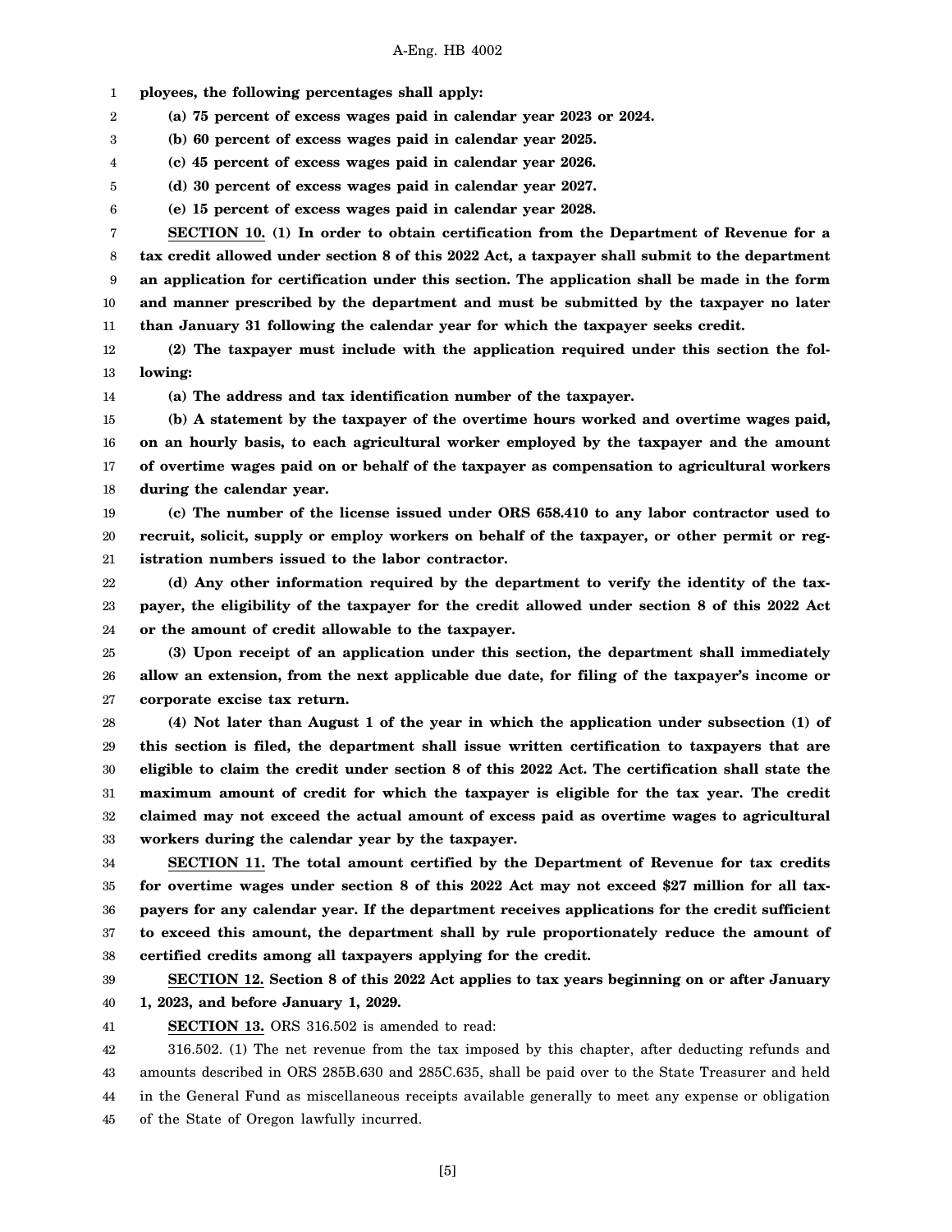**ployees, the following percentages shall apply:**

**(a) 75 percent of excess wages paid in calendar year 2023 or 2024.**

**(b) 60 percent of excess wages paid in calendar year 2025.**

**(c) 45 percent of excess wages paid in calendar year 2026.**

**(d) 30 percent of excess wages paid in calendar year 2027.**

**(e) 15 percent of excess wages paid in calendar year 2028.**

**SECTION 10. (1) In order to obtain certification from the Department of Revenue for a tax credit allowed under section 8 of this 2022 Act, a taxpayer shall submit to the department an application for certification under this section. The application shall be made in the form and manner prescribed by the department and must be submitted by the taxpayer no later than January 31 following the calendar year for which the taxpayer seeks credit.**

**(2) The taxpayer must include with the application required under this section the following:**

**(a) The address and tax identification number of the taxpayer.**

**(b) A statement by the taxpayer of the overtime hours worked and overtime wages paid, on an hourly basis, to each agricultural worker employed by the taxpayer and the amount of overtime wages paid on or behalf of the taxpayer as compensation to agricultural workers during the calendar year.**

**(c) The number of the license issued under ORS 658.410 to any labor contractor used to recruit, solicit, supply or employ workers on behalf of the taxpayer, or other permit or registration numbers issued to the labor contractor.**

**(d) Any other information required by the department to verify the identity of the taxpayer, the eligibility of the taxpayer for the credit allowed under section 8 of this 2022 Act or the amount of credit allowable to the taxpayer.**

**(3) Upon receipt of an application under this section, the department shall immediately allow an extension, from the next applicable due date, for filing of the taxpayer's income or corporate excise tax return.**

**(4) Not later than August 1 of the year in which the application under subsection (1) of this section is filed, the department shall issue written certification to taxpayers that are eligible to claim the credit under section 8 of this 2022 Act. The certification shall state the maximum amount of credit for which the taxpayer is eligible for the tax year. The credit claimed may not exceed the actual amount of excess paid as overtime wages to agricultural workers during the calendar year by the taxpayer.**

**SECTION 11. The total amount certified by the Department of Revenue for tax credits for overtime wages under section 8 of this 2022 Act may not exceed $27 million for all taxpayers for any calendar year. If the department receives applications for the credit sufficient to exceed this amount, the department shall by rule proportionately reduce the amount of certified credits among all taxpayers applying for the credit.**

**SECTION 12. Section 8 of this 2022 Act applies to tax years beginning on or after January 1, 2023, and before January 1, 2029.**

**SECTION 13.** ORS 316.502 is amended to read:

316.502. (1) The net revenue from the tax imposed by this chapter, after deducting refunds and amounts described in ORS 285B.630 and 285C.635, shall be paid over to the State Treasurer and held in the General Fund as miscellaneous receipts available generally to meet any expense or obligation of the State of Oregon lawfully incurred.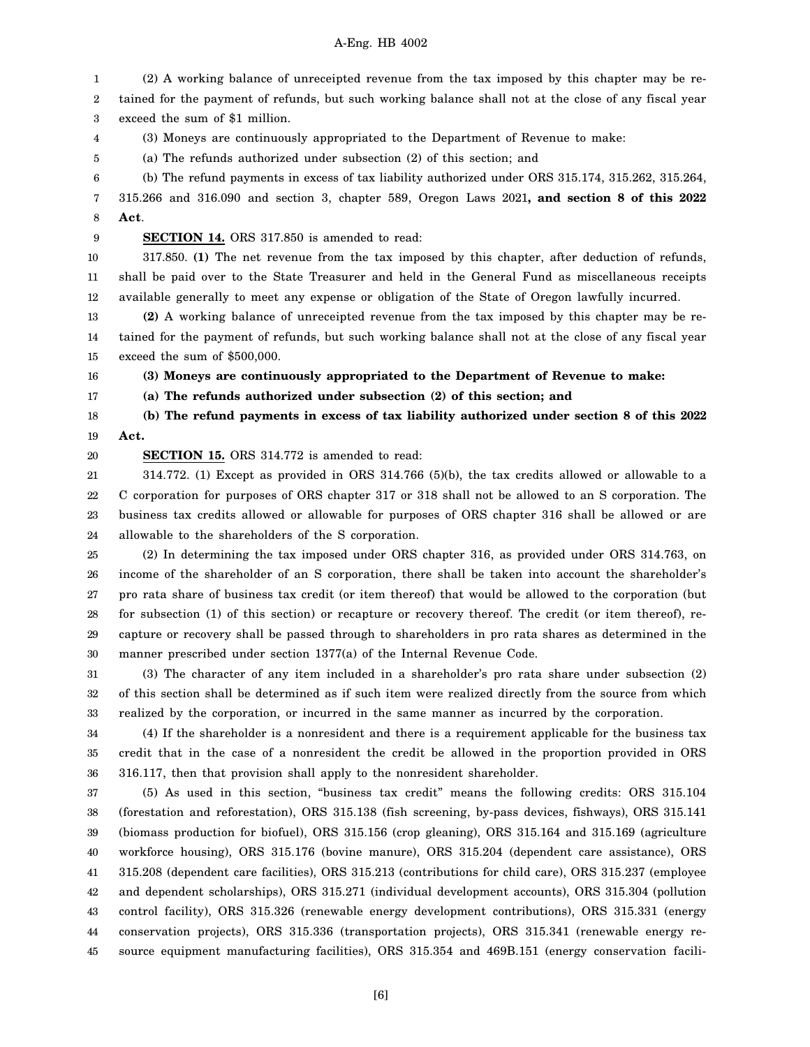(2) A working balance of unreceipted revenue from the tax imposed by this chapter may be retained for the payment of refunds, but such working balance shall not at the close of any fiscal year exceed the sum of $1 million.

(3) Moneys are continuously appropriated to the Department of Revenue to make:

(a) The refunds authorized under subsection (2) of this section; and

(b) The refund payments in excess of tax liability authorized under ORS 315.174, 315.262, 315.264, 315.266 and 316.090 and section 3, chapter 589, Oregon Laws 2021**, and section 8 of this 2022 Act**.

**SECTION 14.** ORS 317.850 is amended to read:

317.850. **(1)** The net revenue from the tax imposed by this chapter, after deduction of refunds, shall be paid over to the State Treasurer and held in the General Fund as miscellaneous receipts available generally to meet any expense or obligation of the State of Oregon lawfully incurred.

**(2)** A working balance of unreceipted revenue from the tax imposed by this chapter may be retained for the payment of refunds, but such working balance shall not at the close of any fiscal year exceed the sum of $500,000.

**(3) Moneys are continuously appropriated to the Department of Revenue to make:**

**(a) The refunds authorized under subsection (2) of this section; and**

**(b) The refund payments in excess of tax liability authorized under section 8 of this 2022 Act.**

**SECTION 15.** ORS 314.772 is amended to read:

314.772. (1) Except as provided in ORS 314.766 (5)(b), the tax credits allowed or allowable to a C corporation for purposes of ORS chapter 317 or 318 shall not be allowed to an S corporation. The business tax credits allowed or allowable for purposes of ORS chapter 316 shall be allowed or are allowable to the shareholders of the S corporation.

(2) In determining the tax imposed under ORS chapter 316, as provided under ORS 314.763, on income of the shareholder of an S corporation, there shall be taken into account the shareholder's pro rata share of business tax credit (or item thereof) that would be allowed to the corporation (but for subsection (1) of this section) or recapture or recovery thereof. The credit (or item thereof), recapture or recovery shall be passed through to shareholders in pro rata shares as determined in the manner prescribed under section 1377(a) of the Internal Revenue Code.

(3) The character of any item included in a shareholder's pro rata share under subsection (2) of this section shall be determined as if such item were realized directly from the source from which realized by the corporation, or incurred in the same manner as incurred by the corporation.

(4) If the shareholder is a nonresident and there is a requirement applicable for the business tax credit that in the case of a nonresident the credit be allowed in the proportion provided in ORS 316.117, then that provision shall apply to the nonresident shareholder.

(5) As used in this section, "business tax credit" means the following credits: ORS 315.104 (forestation and reforestation), ORS 315.138 (fish screening, by-pass devices, fishways), ORS 315.141 (biomass production for biofuel), ORS 315.156 (crop gleaning), ORS 315.164 and 315.169 (agriculture workforce housing), ORS 315.176 (bovine manure), ORS 315.204 (dependent care assistance), ORS 315.208 (dependent care facilities), ORS 315.213 (contributions for child care), ORS 315.237 (employee and dependent scholarships), ORS 315.271 (individual development accounts), ORS 315.304 (pollution control facility), ORS 315.326 (renewable energy development contributions), ORS 315.331 (energy conservation projects), ORS 315.336 (transportation projects), ORS 315.341 (renewable energy resource equipment manufacturing facilities), ORS 315.354 and 469B.151 (energy conservation facili-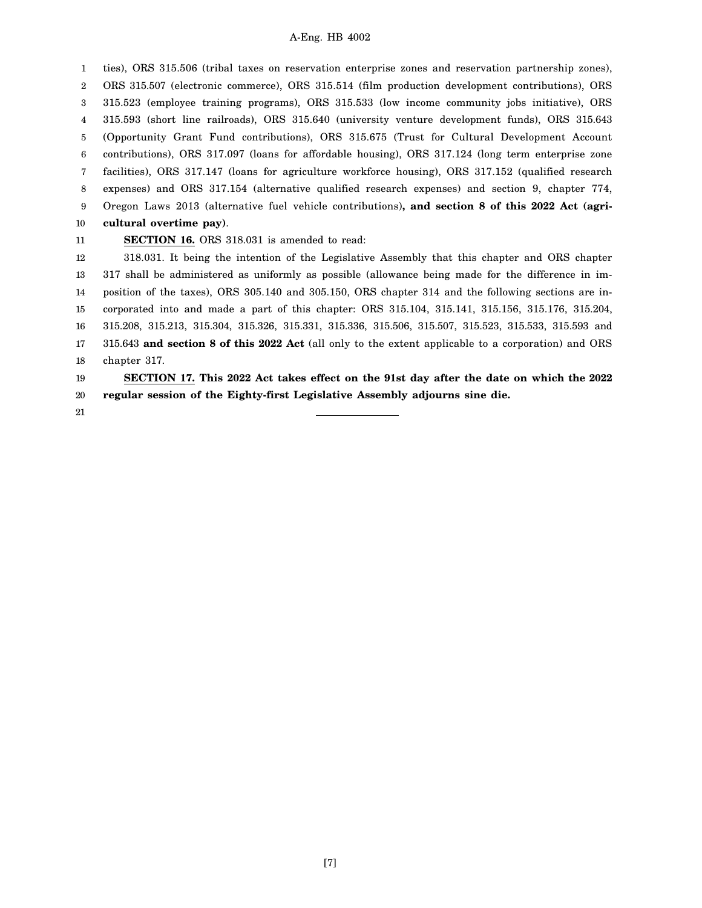ties), ORS 315.506 (tribal taxes on reservation enterprise zones and reservation partnership zones), ORS 315.507 (electronic commerce), ORS 315.514 (film production development contributions), ORS 315.523 (employee training programs), ORS 315.533 (low income community jobs initiative), ORS 315.593 (short line railroads), ORS 315.640 (university venture development funds), ORS 315.643 (Opportunity Grant Fund contributions), ORS 315.675 (Trust for Cultural Development Account contributions), ORS 317.097 (loans for affordable housing), ORS 317.124 (long term enterprise zone facilities), ORS 317.147 (loans for agriculture workforce housing), ORS 317.152 (qualified research expenses) and ORS 317.154 (alternative qualified research expenses) and section 9, chapter 774, Oregon Laws 2013 (alternative fuel vehicle contributions)**, and section 8 of this 2022 Act (agricultural overtime pay)**.

**SECTION 16.** ORS 318.031 is amended to read:

318.031. It being the intention of the Legislative Assembly that this chapter and ORS chapter 317 shall be administered as uniformly as possible (allowance being made for the difference in imposition of the taxes), ORS 305.140 and 305.150, ORS chapter 314 and the following sections are incorporated into and made a part of this chapter: ORS 315.104, 315.141, 315.156, 315.176, 315.204, 315.208, 315.213, 315.304, 315.326, 315.331, 315.336, 315.506, 315.507, 315.523, 315.533, 315.593 and 315.643 **and section 8 of this 2022 Act** (all only to the extent applicable to a corporation) and ORS chapter 317.

**SECTION 17. This 2022 Act takes effect on the 91st day after the date on which the 2022 regular session of the Eighty-first Legislative Assembly adjourns sine die.**